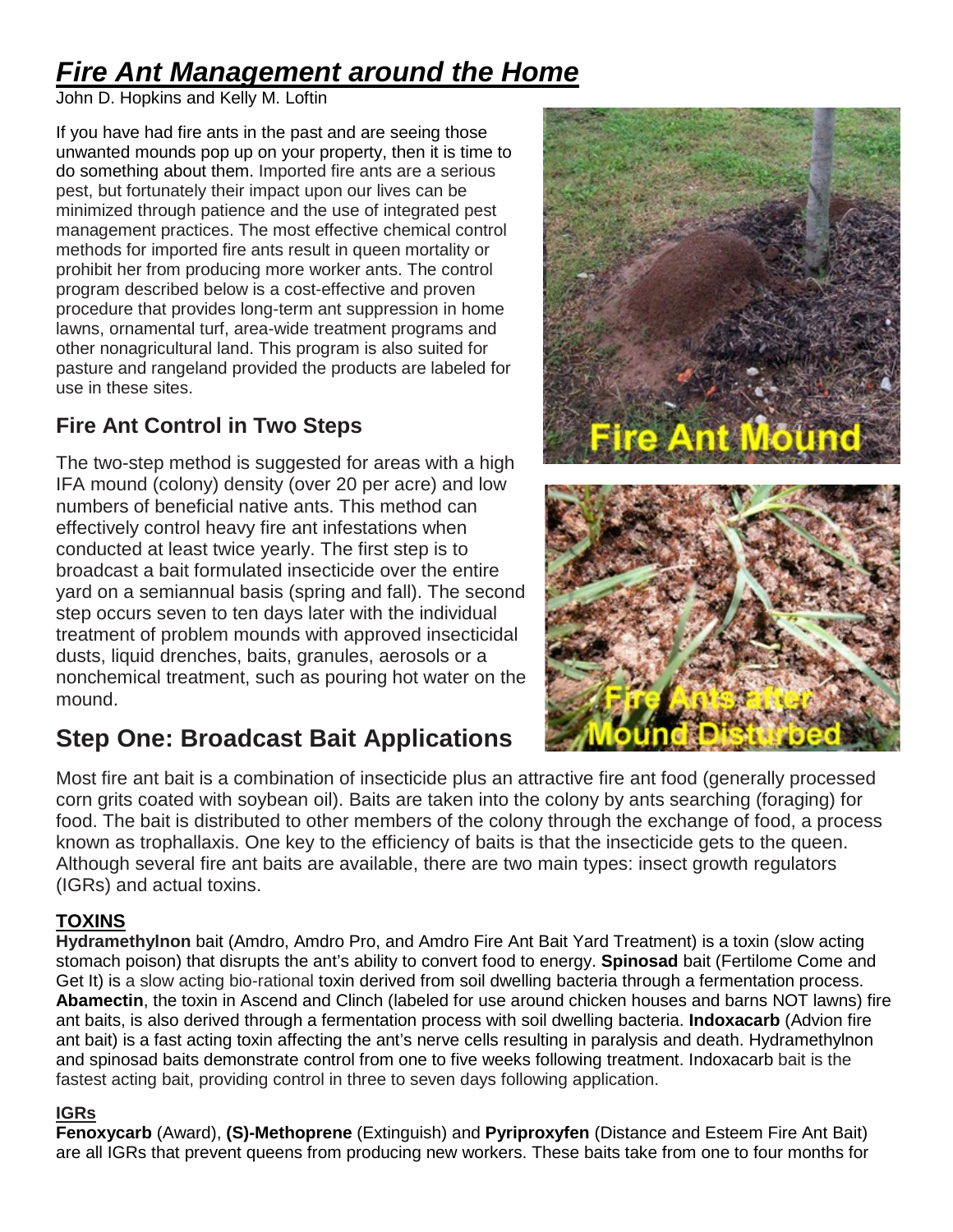# *Fire Ant Management around the Home*

John D. Hopkins and Kelly M. Loftin

If you have had fire ants in the past and are seeing those unwanted mounds pop up on your property, then it is time to do something about them. Imported fire ants are a serious pest, but fortunately their impact upon our lives can be minimized through patience and the use of integrated pest management practices. The most effective chemical control methods for imported fire ants result in queen mortality or prohibit her from producing more worker ants. The control program described below is a cost-effective and proven procedure that provides long-term ant suppression in home lawns, ornamental turf, area-wide treatment programs and other nonagricultural land. This program is also suited for pasture and rangeland provided the products are labeled for use in these sites.

## Fire Ant Control in Two Steps

The two-step method is suggested for areas with a high IFA mound (colony) density (over 20 per acre) and low numbers of beneficial native ants. This method can effectively control heavy fire ant infestations when conducted at least twice yearly. The first step is to broadcast a bait formulated insecticide over the entire yard on a semiannual basis (spring and fall). The second step occurs seven to ten days later with the individual treatment of problem mounds with approved insecticidal dusts, liquid drenches, baits, granules, aerosols or a nonchemical treatment, such as pouring hot water on the mound.

Fire Ant Mound

Fire Ants after Mound Disturbed

## Step One: Broadcast Bait Applications

Most fire ant bait is a combination of insecticide plus an attractive fire ant food (generally processed corn grits coated with soybean oil). Baits are taken into the colony by ants searching (foraging) for food. The bait is distributed to other members of the colony through the exchange of food, a process known as trophallaxis. One key to the efficiency of baits is that the insecticide gets to the queen. Although several fire ant baits are available, there are two main types: insect growth regulators (IGRs) and actual toxins.

### TOXINS

**Hydramethylnon** bait (Amdro, Amdro Pro, and Amdro Fire Ant Bait Yard Treatment) is a toxin (slow acting stomach poison) that disrupts the ant's ability to convert food to energy. **Spinosad** bait (Fertilome Come and Get It) is a slow acting bio-rational toxin derived from soil dwelling bacteria through a fermentation process. **Abamectin**, the toxin in Ascend and Clinch (labeled for use around chicken houses and barns NOT lawns) fire ant baits, is also derived through a fermentation process with soil dwelling bacteria. **Indoxacarb** (Advion fire ant bait) is a fast acting toxin affecting the ant's nerve cells resulting in paralysis and death. Hydramethylnon and spinosad baits demonstrate control from one to five weeks following treatment. Indoxacarb bait is the fastest acting bait, providing control in three to seven days following application.

### IGRs

**Fenoxycarb** (Award), **(S)-Methoprene** (Extinguish) and **Pyriproxyfen** (Distance and Esteem Fire Ant Bait) are all IGRs that prevent queens from producing new workers. These baits take from one to four months for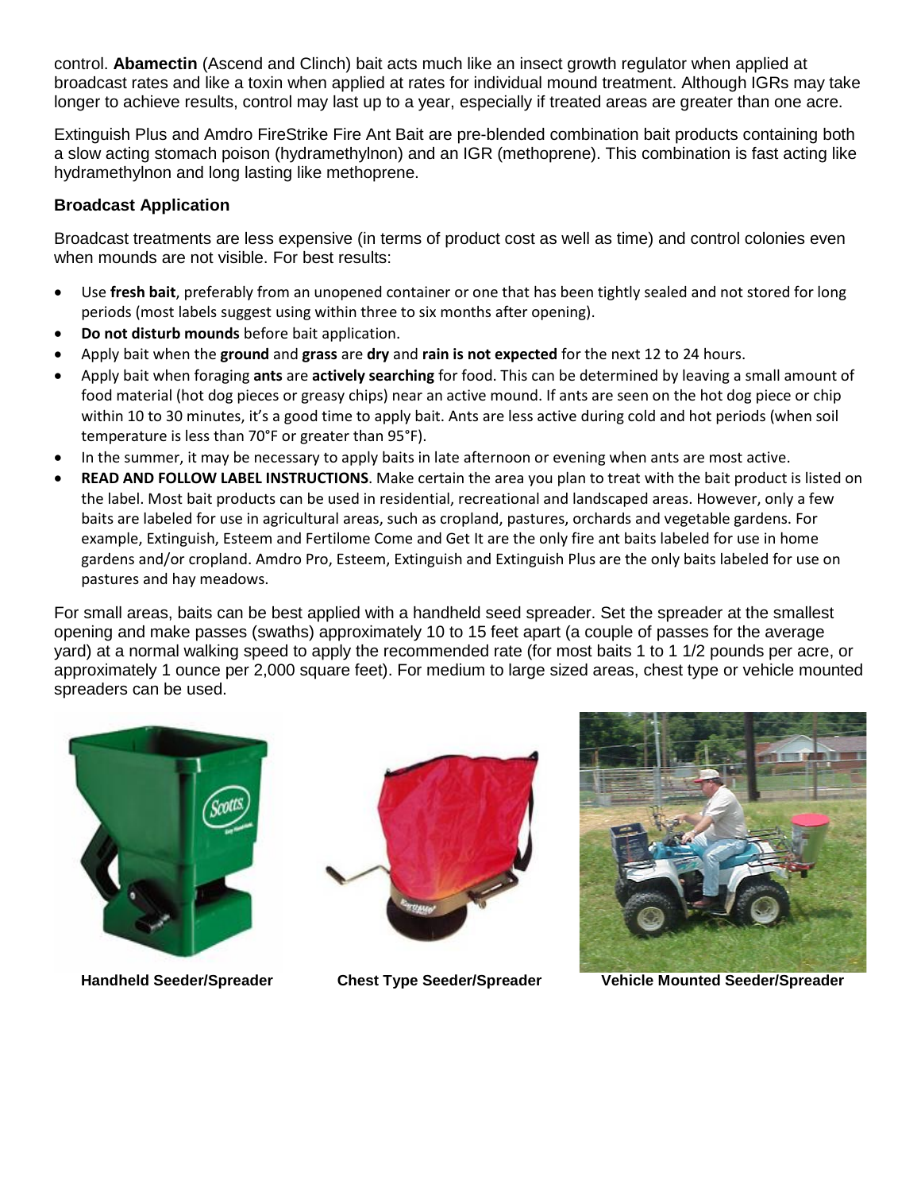control. **Abamectin** (Ascend and Clinch) bait acts much like an insect growth regulator when applied at broadcast rates and like a toxin when applied at rates for individual mound treatment. Although IGRs may take longer to achieve results, control may last up to a year, especially if treated areas are greater than one acre.

Extinguish Plus and Amdro FireStrike Fire Ant Bait are pre-blended combination bait products containing both a slow acting stomach poison (hydramethylnon) and an IGR (methoprene). This combination is fast acting like hydramethylnon and long lasting like methoprene.

### Broadcast Application

Broadcast treatments are less expensive (in terms of product cost as well as time) and control colonies even when mounds are not visible. For best results:

- Use **fresh bait**, preferably from an unopened container or one that has been tightly sealed and not stored for long periods (most labels suggest using within three to six months after opening).
- **Do not disturb mounds** before bait application.
- Apply bait when the **ground** and **grass** are **dry** and **rain is not expected** for the next 12 to 24 hours.
- Apply bait when foraging **ants** are **actively searching** for food. This can be determined by leaving a small amount of food material (hot dog pieces or greasy chips) near an active mound. If ants are seen on the hot dog piece or chip within 10 to 30 minutes, it's a good time to apply bait. Ants are less active during cold and hot periods (when soil temperature is less than 70°F or greater than 95°F).
- In the summer, it may be necessary to apply baits in late afternoon or evening when ants are most active.
- **READ AND FOLLOW LABEL INSTRUCTIONS**. Make certain the area you plan to treat with the bait product is listed on the label. Most bait products can be used in residential, recreational and landscaped areas. However, only a few baits are labeled for use in agricultural areas, such as cropland, pastures, orchards and vegetable gardens. For example, Extinguish, Esteem and Fertilome Come and Get It are the only fire ant baits labeled for use in home gardens and/or cropland. Amdro Pro, Esteem, Extinguish and Extinguish Plus are the only baits labeled for use on pastures and hay meadows.

For small areas, baits can be best applied with a handheld seed spreader. Set the spreader at the smallest opening and make passes (swaths) approximately 10 to 15 feet apart (a couple of passes for the average yard) at a normal walking speed to apply the recommended rate (for most baits 1 to 1 1/2 pounds per acre, or approximately 1 ounce per 2,000 square feet). For medium to large sized areas, chest type or vehicle mounted spreaders can be used.

**Handheld Seeder/Spreader**

**Chest Type Seeder/Spreader**

**Vehicle Mounted Seeder/Spreader**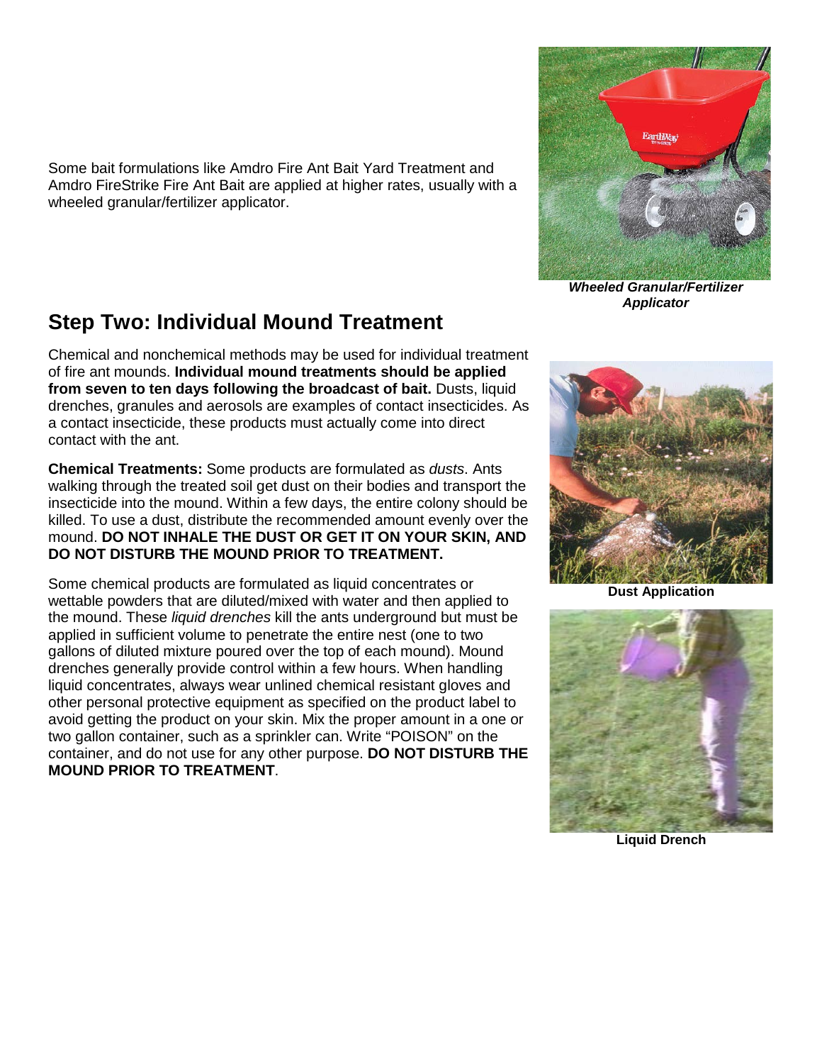Some bait formulations like Amdro Fire Ant Bait Yard Treatment and Amdro FireStrike Fire Ant Bait are applied at higher rates, usually with a wheeled granular/fertilizer applicator.

***Wheeled Granular/Fertilizer Applicator***

## Step Two: Individual Mound Treatment

Chemical and nonchemical methods may be used for individual treatment of fire ant mounds. **Individual mound treatments should be applied from seven to ten days following the broadcast of bait.** Dusts, liquid drenches, granules and aerosols are examples of contact insecticides. As a contact insecticide, these products must actually come into direct contact with the ant.

**Chemical Treatments:** Some products are formulated as *dusts*. Ants walking through the treated soil get dust on their bodies and transport the insecticide into the mound. Within a few days, the entire colony should be killed. To use a dust, distribute the recommended amount evenly over the mound. **DO NOT INHALE THE DUST OR GET IT ON YOUR SKIN, AND DO NOT DISTURB THE MOUND PRIOR TO TREATMENT.**

**Dust Application**

Some chemical products are formulated as liquid concentrates or wettable powders that are diluted/mixed with water and then applied to the mound. These *liquid drenches* kill the ants underground but must be applied in sufficient volume to penetrate the entire nest (one to two gallons of diluted mixture poured over the top of each mound). Mound drenches generally provide control within a few hours. When handling liquid concentrates, always wear unlined chemical resistant gloves and other personal protective equipment as specified on the product label to avoid getting the product on your skin. Mix the proper amount in a one or two gallon container, such as a sprinkler can. Write "POISON" on the container, and do not use for any other purpose. **DO NOT DISTURB THE MOUND PRIOR TO TREATMENT**.

**Liquid Drench**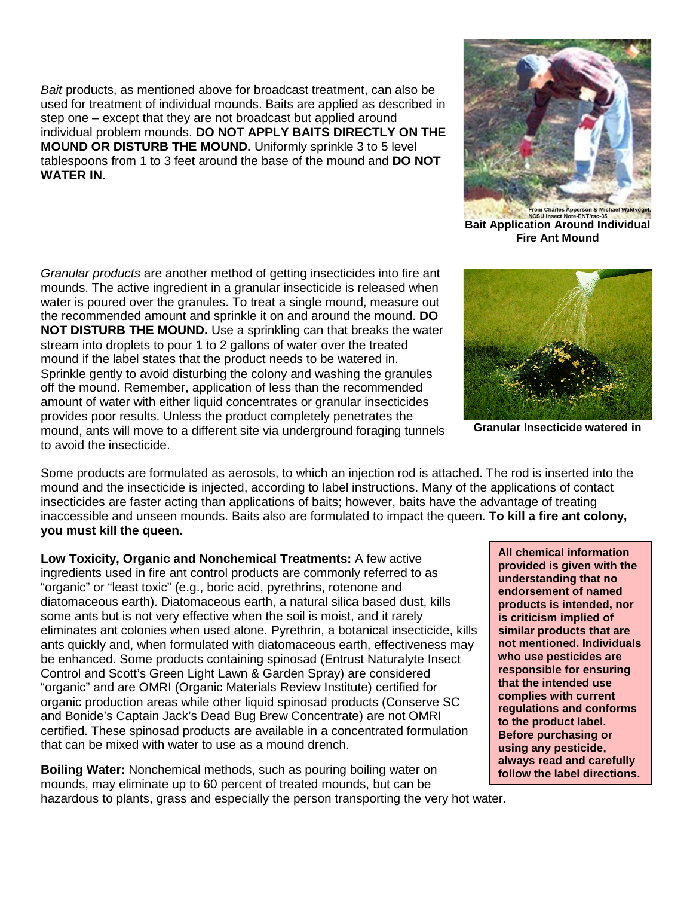*Bait* products, as mentioned above for broadcast treatment, can also be used for treatment of individual mounds. Baits are applied as described in step one – except that they are not broadcast but applied around individual problem mounds. **DO NOT APPLY BAITS DIRECTLY ON THE MOUND OR DISTURB THE MOUND.** Uniformly sprinkle 3 to 5 level tablespoons from 1 to 3 feet around the base of the mound and **DO NOT WATER IN**.

From Charles Apperson & Michael Waldvogel, NCSU Insect Note-ENT/rsc-35

**Bait Application Around Individual Fire Ant Mound**

*Granular products* are another method of getting insecticides into fire ant mounds. The active ingredient in a granular insecticide is released when water is poured over the granules. To treat a single mound, measure out the recommended amount and sprinkle it on and around the mound. **DO NOT DISTURB THE MOUND.** Use a sprinkling can that breaks the water stream into droplets to pour 1 to 2 gallons of water over the treated mound if the label states that the product needs to be watered in. Sprinkle gently to avoid disturbing the colony and washing the granules off the mound. Remember, application of less than the recommended amount of water with either liquid concentrates or granular insecticides provides poor results. Unless the product completely penetrates the mound, ants will move to a different site via underground foraging tunnels to avoid the insecticide.

**Granular Insecticide watered in**

Some products are formulated as aerosols, to which an injection rod is attached. The rod is inserted into the mound and the insecticide is injected, according to label instructions. Many of the applications of contact insecticides are faster acting than applications of baits; however, baits have the advantage of treating inaccessible and unseen mounds. Baits also are formulated to impact the queen. **To kill a fire ant colony, you must kill the queen.**

**Low Toxicity, Organic and Nonchemical Treatments:** A few active ingredients used in fire ant control products are commonly referred to as "organic" or "least toxic" (e.g., boric acid, pyrethrins, rotenone and diatomaceous earth). Diatomaceous earth, a natural silica based dust, kills some ants but is not very effective when the soil is moist, and it rarely eliminates ant colonies when used alone. Pyrethrin, a botanical insecticide, kills ants quickly and, when formulated with diatomaceous earth, effectiveness may be enhanced. Some products containing spinosad (Entrust Naturalyte Insect Control and Scott's Green Light Lawn & Garden Spray) are considered "organic" and are OMRI (Organic Materials Review Institute) certified for organic production areas while other liquid spinosad products (Conserve SC and Bonide's Captain Jack's Dead Bug Brew Concentrate) are not OMRI certified. These spinosad products are available in a concentrated formulation that can be mixed with water to use as a mound drench.

**All chemical information provided is given with the understanding that no endorsement of named products is intended, nor is criticism implied of similar products that are not mentioned. Individuals who use pesticides are responsible for ensuring that the intended use complies with current regulations and conforms to the product label. Before purchasing or using any pesticide, always read and carefully follow the label directions.**

**Boiling Water:** Nonchemical methods, such as pouring boiling water on mounds, may eliminate up to 60 percent of treated mounds, but can be hazardous to plants, grass and especially the person transporting the very hot water.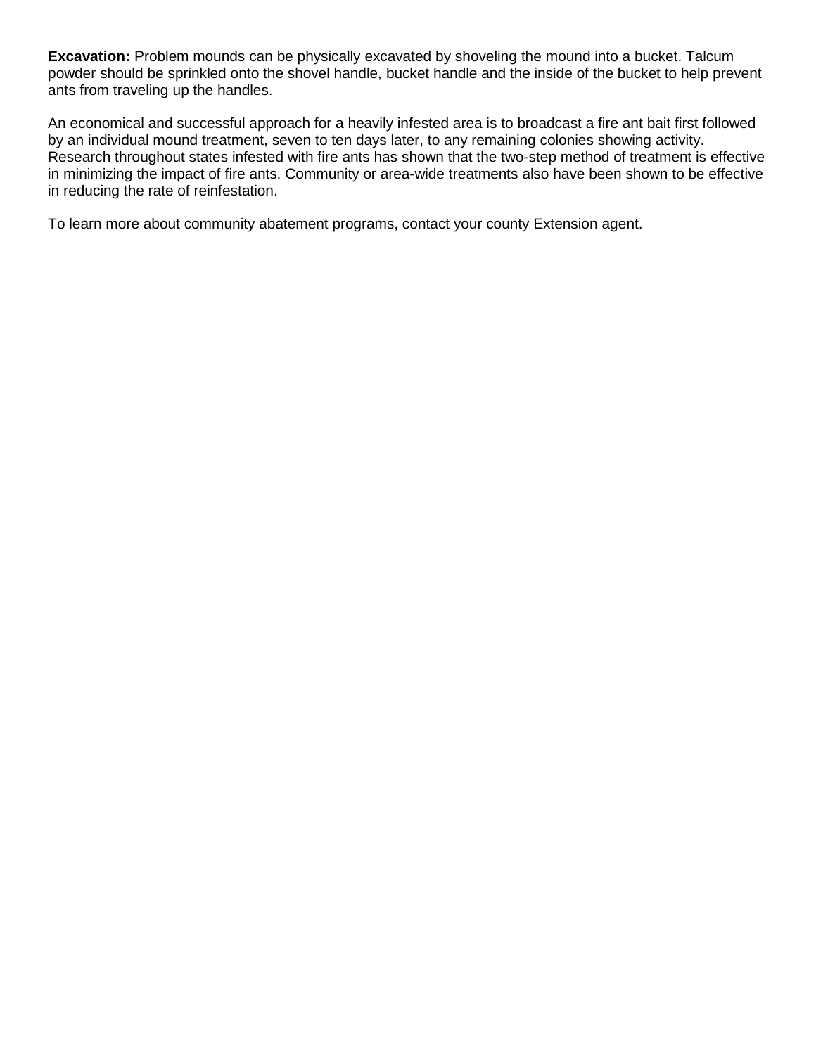**Excavation:** Problem mounds can be physically excavated by shoveling the mound into a bucket. Talcum powder should be sprinkled onto the shovel handle, bucket handle and the inside of the bucket to help prevent ants from traveling up the handles.

An economical and successful approach for a heavily infested area is to broadcast a fire ant bait first followed by an individual mound treatment, seven to ten days later, to any remaining colonies showing activity. Research throughout states infested with fire ants has shown that the two-step method of treatment is effective in minimizing the impact of fire ants. Community or area-wide treatments also have been shown to be effective in reducing the rate of reinfestation.

To learn more about community abatement programs, contact your county Extension agent.